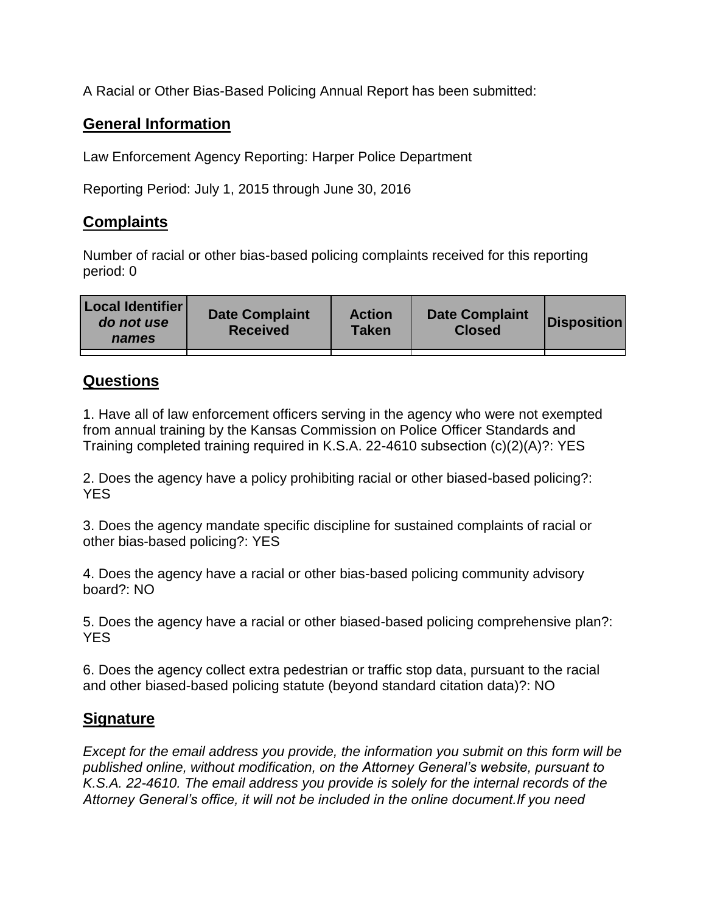A Racial or Other Bias-Based Policing Annual Report has been submitted:

## General Information

Law Enforcement Agency Reporting: Harper Police Department

Reporting Period: July 1, 2015 through June 30, 2016

## Complaints

Number of racial or other bias-based policing complaints received for this reporting period: 0

| Local Identifier *do not use names* | Date Complaint Received | Action Taken | Date Complaint Closed | Disposition |
|---|---|---|---|---|
| | | | | |

## Questions

1. Have all of law enforcement officers serving in the agency who were not exempted from annual training by the Kansas Commission on Police Officer Standards and Training completed training required in K.S.A. 22-4610 subsection (c)(2)(A)?: YES

2. Does the agency have a policy prohibiting racial or other biased-based policing?: YES

3. Does the agency mandate specific discipline for sustained complaints of racial or other bias-based policing?: YES

4. Does the agency have a racial or other bias-based policing community advisory board?: NO

5. Does the agency have a racial or other biased-based policing comprehensive plan?: YES

6. Does the agency collect extra pedestrian or traffic stop data, pursuant to the racial and other biased-based policing statute (beyond standard citation data)?: NO

## Signature

*Except for the email address you provide, the information you submit on this form will be published online, without modification, on the Attorney General's website, pursuant to K.S.A. 22-4610. The email address you provide is solely for the internal records of the Attorney General's office, it will not be included in the online document.If you need*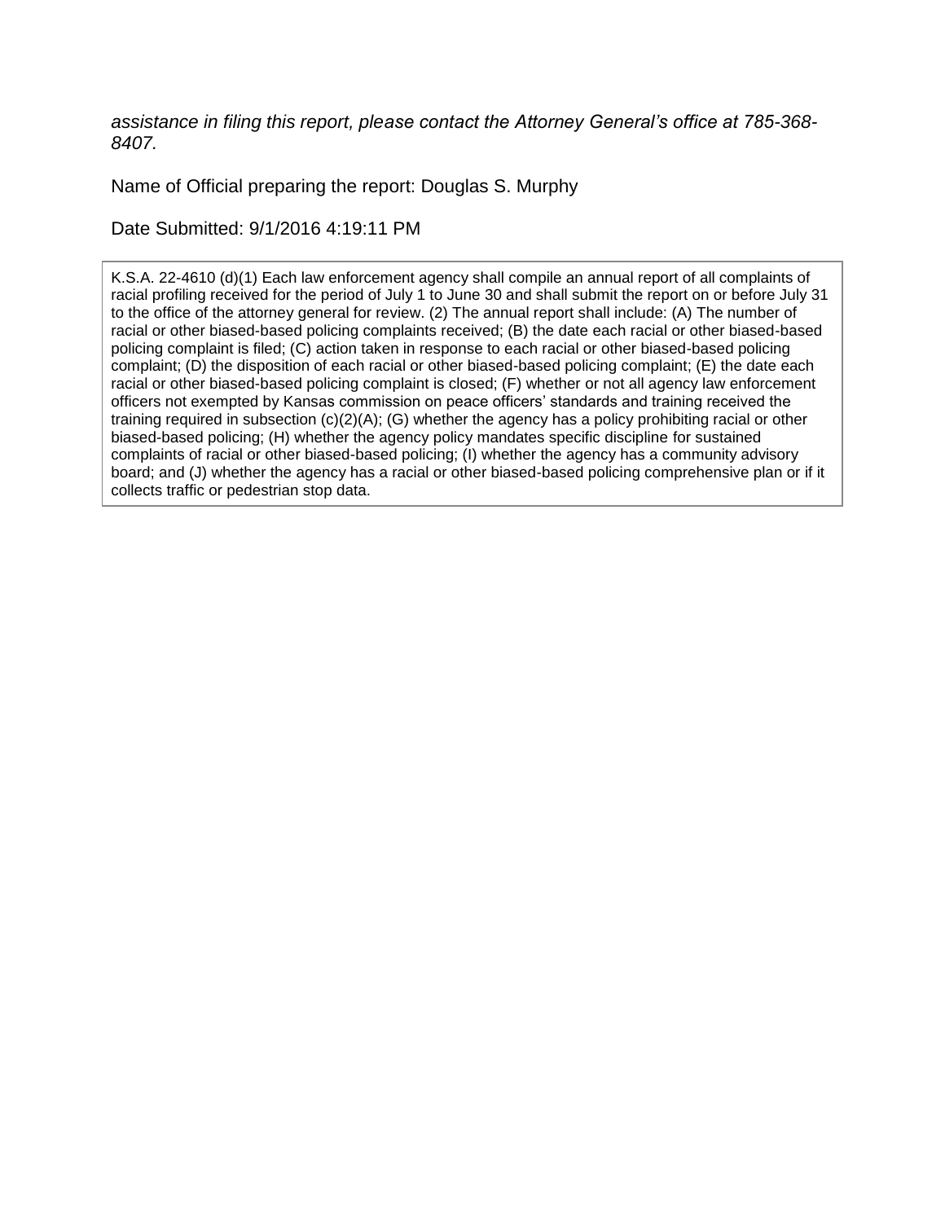*assistance in filing this report, please contact the Attorney General's office at 785-368-8407.*

Name of Official preparing the report: Douglas S. Murphy

Date Submitted: 9/1/2016 4:19:11 PM

K.S.A. 22-4610 (d)(1) Each law enforcement agency shall compile an annual report of all complaints of racial profiling received for the period of July 1 to June 30 and shall submit the report on or before July 31 to the office of the attorney general for review. (2) The annual report shall include: (A) The number of racial or other biased-based policing complaints received; (B) the date each racial or other biased-based policing complaint is filed; (C) action taken in response to each racial or other biased-based policing complaint; (D) the disposition of each racial or other biased-based policing complaint; (E) the date each racial or other biased-based policing complaint is closed; (F) whether or not all agency law enforcement officers not exempted by Kansas commission on peace officers' standards and training received the training required in subsection (c)(2)(A); (G) whether the agency has a policy prohibiting racial or other biased-based policing; (H) whether the agency policy mandates specific discipline for sustained complaints of racial or other biased-based policing; (I) whether the agency has a community advisory board; and (J) whether the agency has a racial or other biased-based policing comprehensive plan or if it collects traffic or pedestrian stop data.